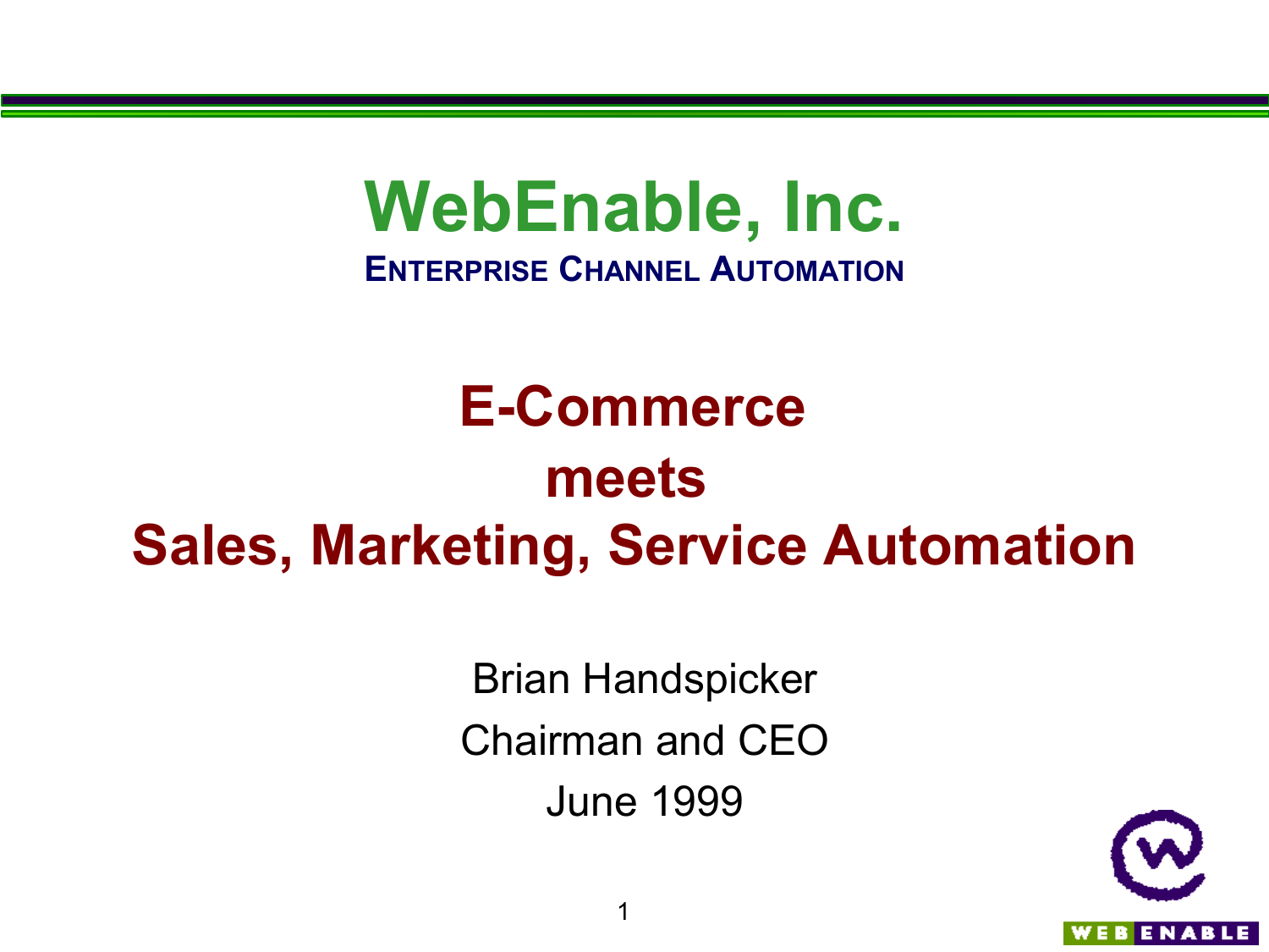# WebEnable, Inc.

**ENTERPRISE CHANNEL AUTOMATION**

## E-Commerce meets Sales, Marketing, Service Automation

Brian Handspicker

Chairman and CEO

June 1999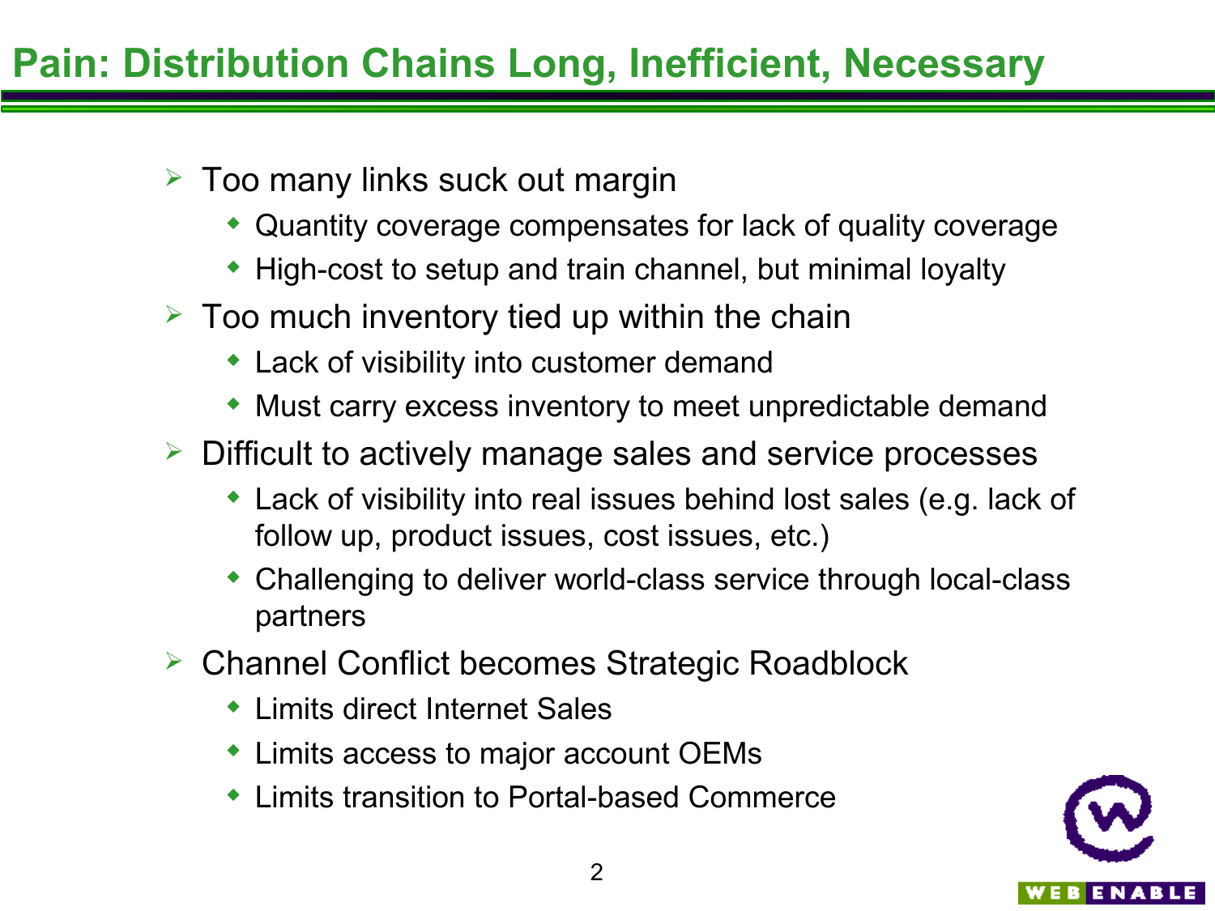# Pain: Distribution Chains Long, Inefficient, Necessary

- Too many links suck out margin
  - Quantity coverage compensates for lack of quality coverage
  - High-cost to setup and train channel, but minimal loyalty
- Too much inventory tied up within the chain
  - Lack of visibility into customer demand
  - Must carry excess inventory to meet unpredictable demand
- Difficult to actively manage sales and service processes
  - Lack of visibility into real issues behind lost sales (e.g. lack of follow up, product issues, cost issues, etc.)
  - Challenging to deliver world-class service through local-class partners
- Channel Conflict becomes Strategic Roadblock
  - Limits direct Internet Sales
  - Limits access to major account OEMs
  - Limits transition to Portal-based Commerce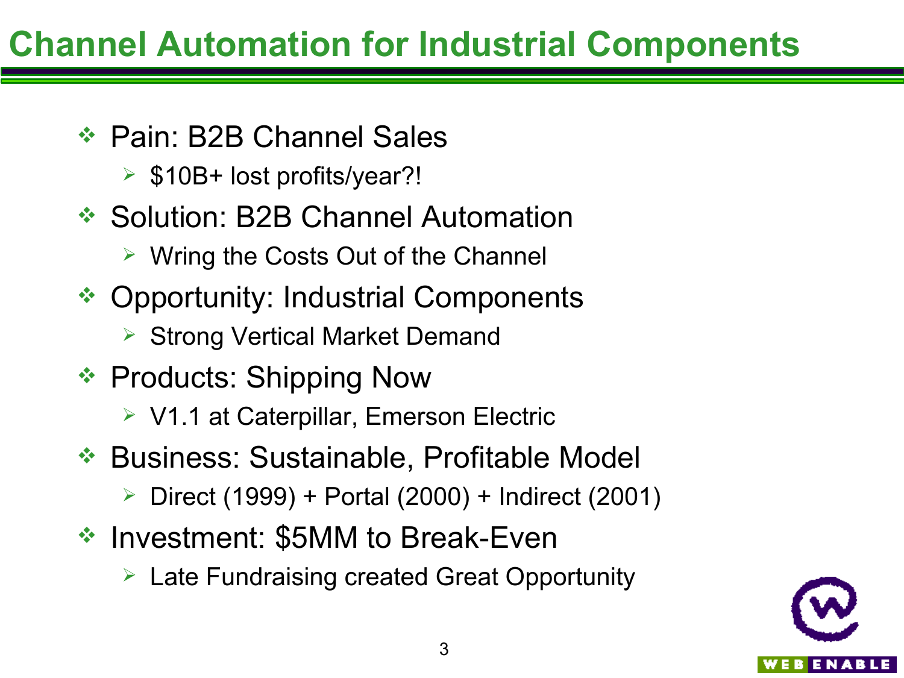# Channel Automation for Industrial Components

- Pain: B2B Channel Sales
  - $10B+ lost profits/year?!
- Solution: B2B Channel Automation
  - Wring the Costs Out of the Channel
- Opportunity: Industrial Components
  - Strong Vertical Market Demand
- Products: Shipping Now
  - V1.1 at Caterpillar, Emerson Electric
- Business: Sustainable, Profitable Model
  - Direct (1999) + Portal (2000) + Indirect (2001)
- Investment: $5MM to Break-Even
  - Late Fundraising created Great Opportunity

WEB ENABLE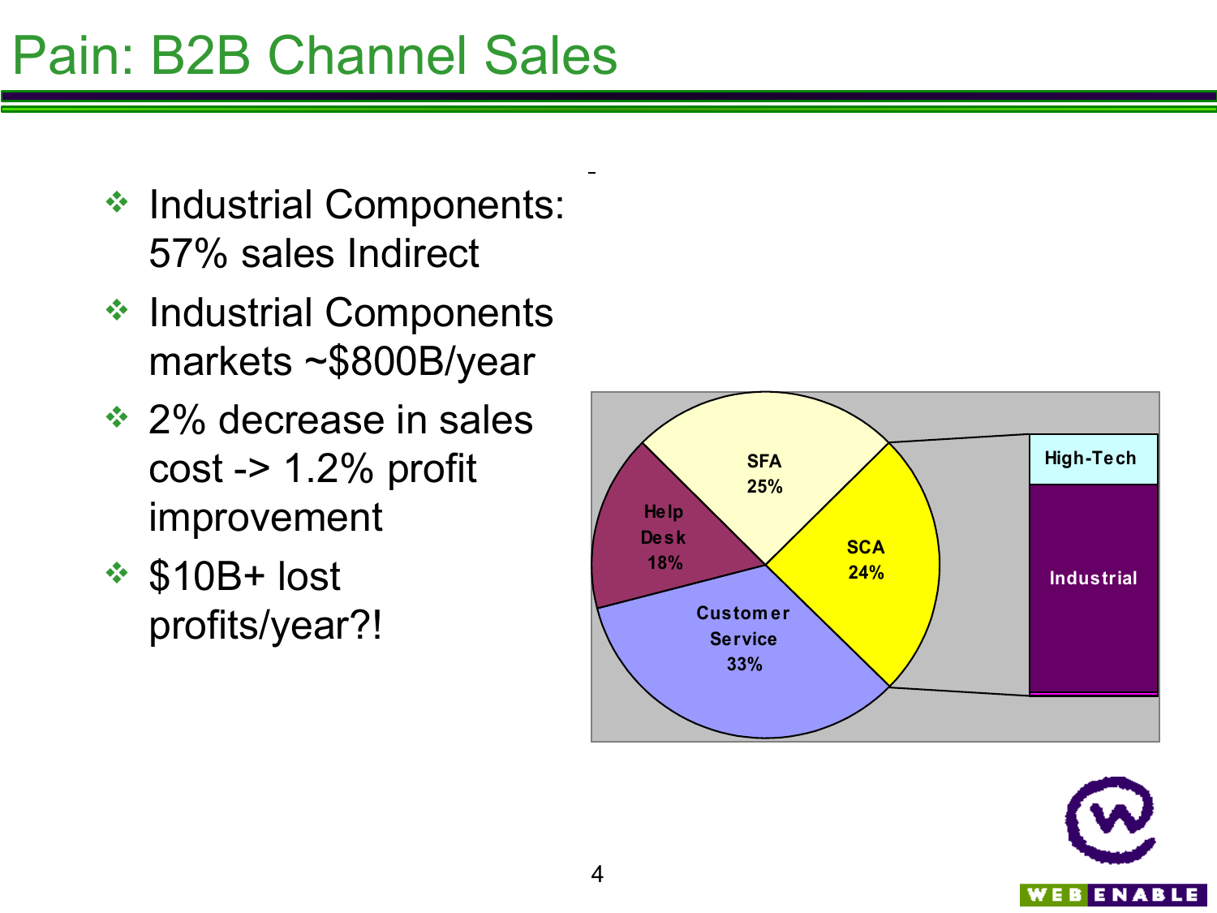# Pain: B2B Channel Sales

- Industrial Components: 57% sales Indirect
- Industrial Components markets ~$800B/year
- 2% decrease in sales cost -> 1.2% profit improvement
- $10B+ lost profits/year?!

SFA 25%
Help Desk 18%
SCA 24%
Customer Service 33%

High-Tech
Industrial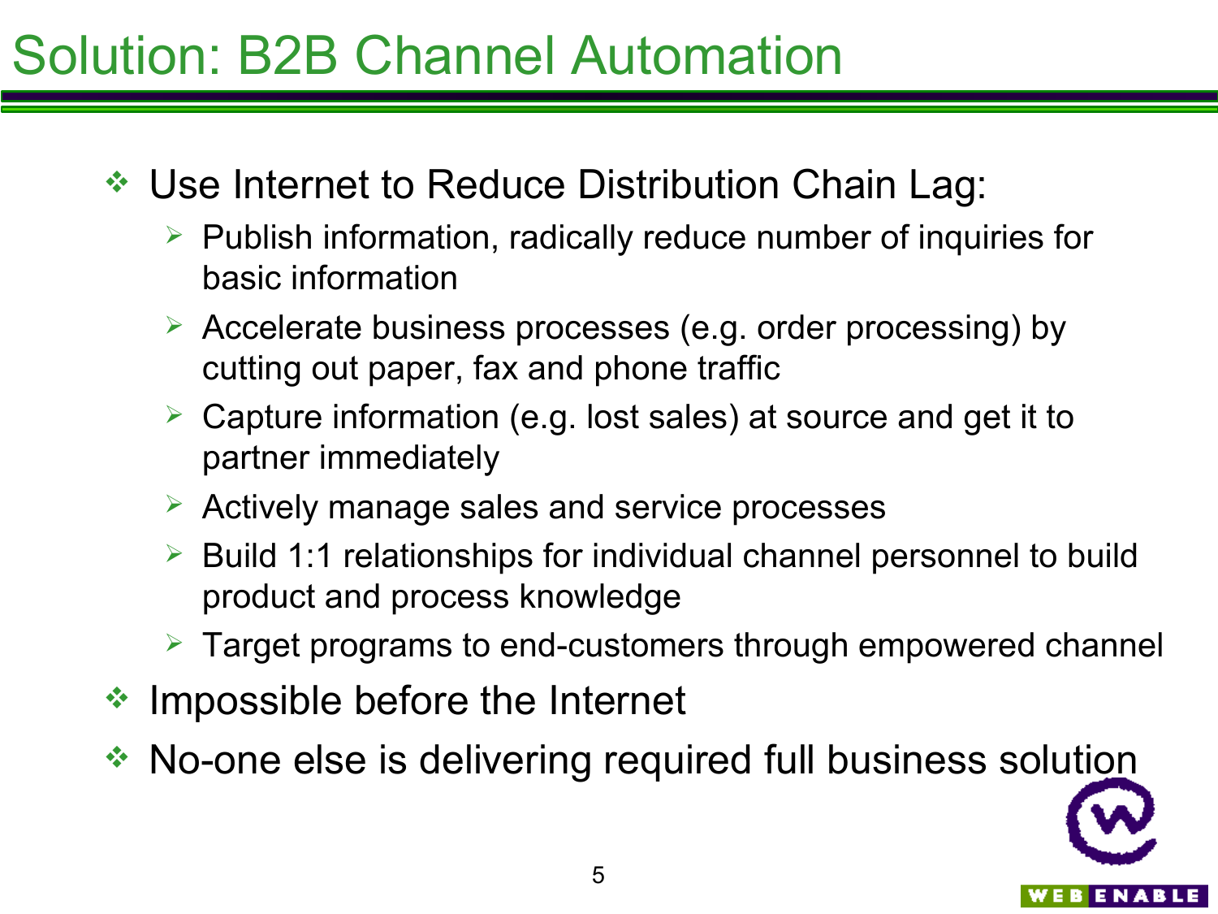# Solution: B2B Channel Automation

- Use Internet to Reduce Distribution Chain Lag:
  - Publish information, radically reduce number of inquiries for basic information
  - Accelerate business processes (e.g. order processing) by cutting out paper, fax and phone traffic
  - Capture information (e.g. lost sales) at source and get it to partner immediately
  - Actively manage sales and service processes
  - Build 1:1 relationships for individual channel personnel to build product and process knowledge
  - Target programs to end-customers through empowered channel
- Impossible before the Internet
- No-one else is delivering required full business solution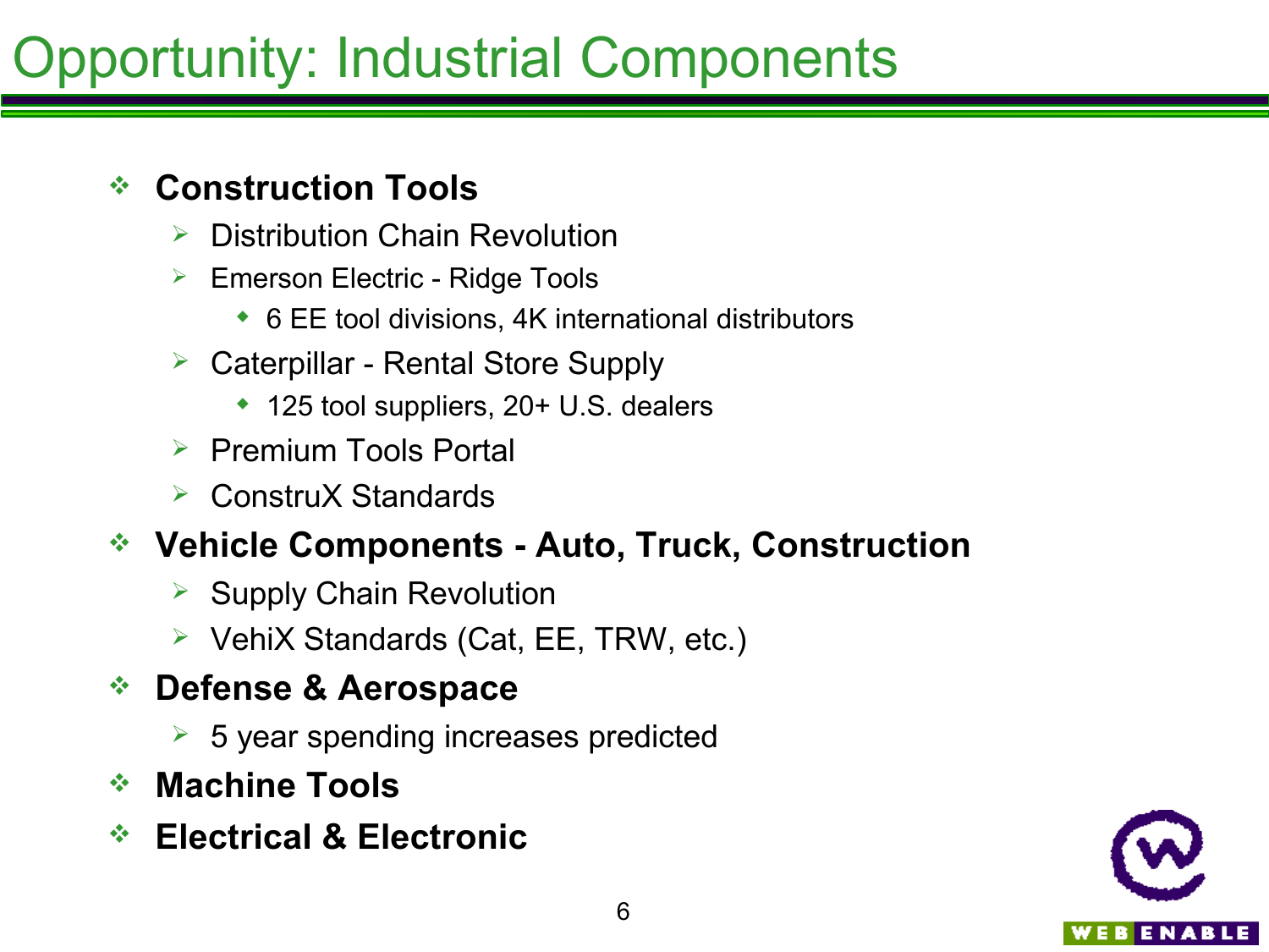# Opportunity: Industrial Components

- **Construction Tools**
  - Distribution Chain Revolution
  - Emerson Electric - Ridge Tools
    - 6 EE tool divisions, 4K international distributors
  - Caterpillar - Rental Store Supply
    - 125 tool suppliers, 20+ U.S. dealers
  - Premium Tools Portal
  - ConstruX Standards
- **Vehicle Components - Auto, Truck, Construction**
  - Supply Chain Revolution
  - VehiX Standards (Cat, EE, TRW, etc.)
- **Defense & Aerospace**
  - 5 year spending increases predicted
- **Machine Tools**
- **Electrical & Electronic**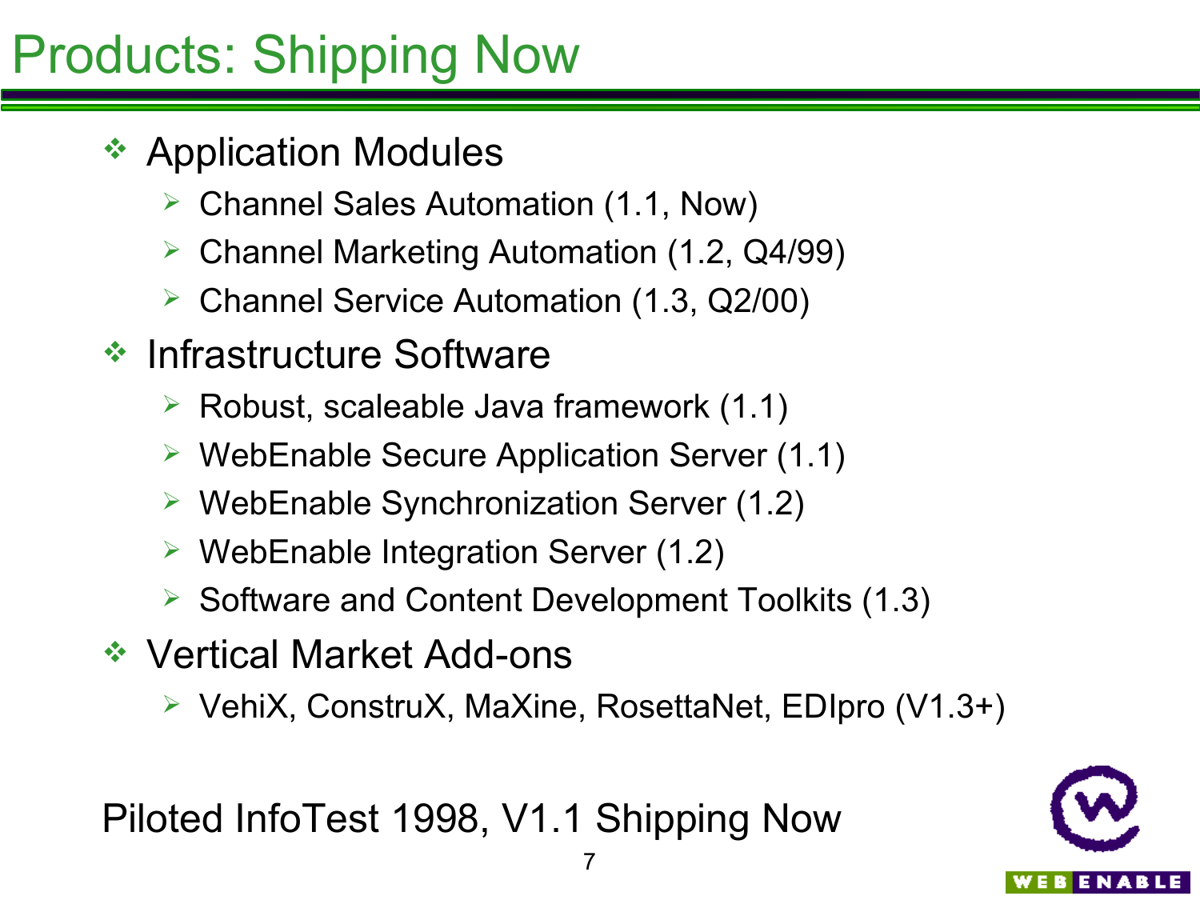# Products: Shipping Now

- Application Modules
  - Channel Sales Automation (1.1, Now)
  - Channel Marketing Automation (1.2, Q4/99)
  - Channel Service Automation (1.3, Q2/00)
- Infrastructure Software
  - Robust, scaleable Java framework (1.1)
  - WebEnable Secure Application Server (1.1)
  - WebEnable Synchronization Server (1.2)
  - WebEnable Integration Server (1.2)
  - Software and Content Development Toolkits (1.3)
- Vertical Market Add-ons
  - VehiX, ConstruX, MaXine, RosettaNet, EDIpro (V1.3+)

Piloted InfoTest 1998, V1.1 Shipping Now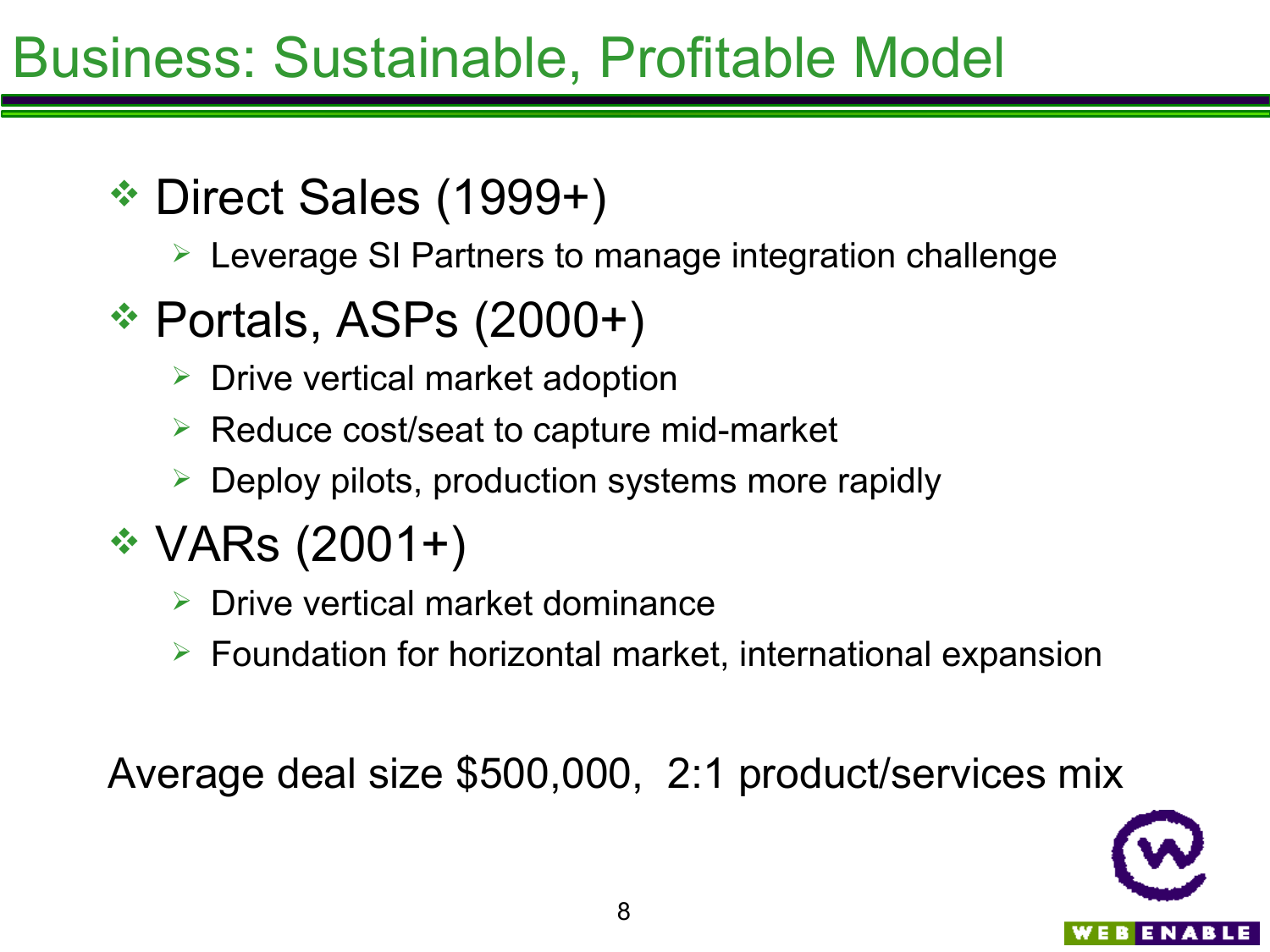# Business: Sustainable, Profitable Model

- Direct Sales (1999+)
  - Leverage SI Partners to manage integration challenge
- Portals, ASPs (2000+)
  - Drive vertical market adoption
  - Reduce cost/seat to capture mid-market
  - Deploy pilots, production systems more rapidly
- VARs (2001+)
  - Drive vertical market dominance
  - Foundation for horizontal market, international expansion

Average deal size $500,000, 2:1 product/services mix

WEB ENABLE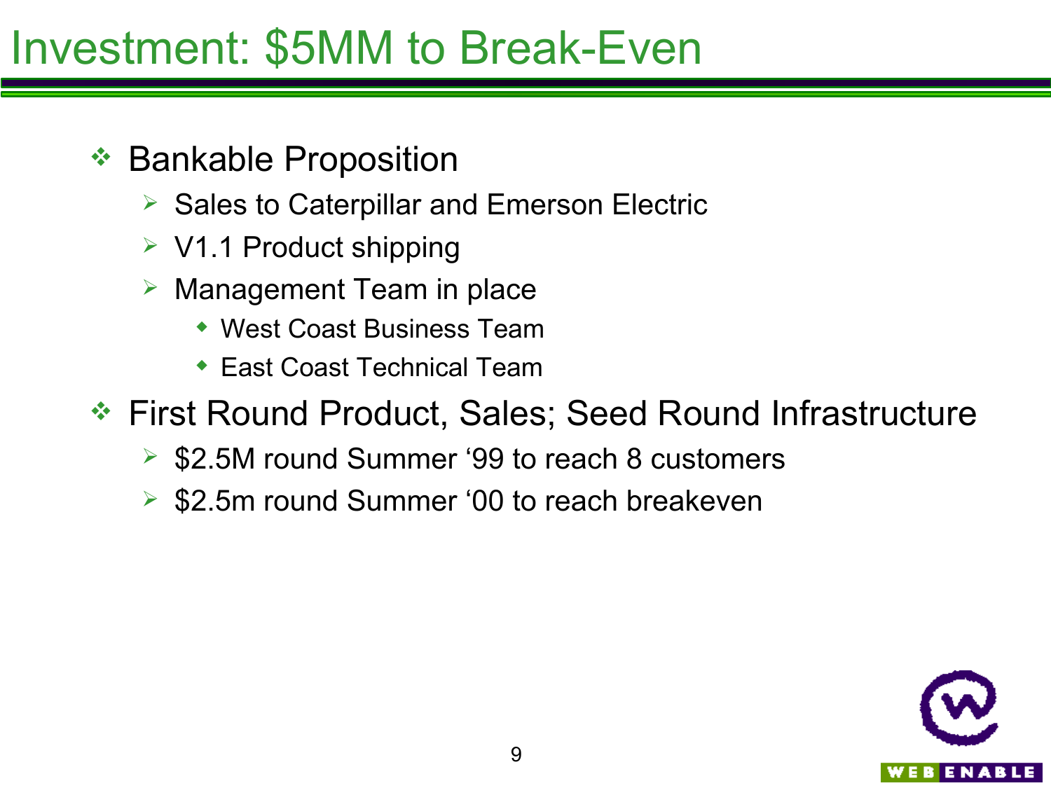# Investment: $5MM to Break-Even

- Bankable Proposition
  - Sales to Caterpillar and Emerson Electric
  - V1.1 Product shipping
  - Management Team in place
    - West Coast Business Team
    - East Coast Technical Team
- First Round Product, Sales; Seed Round Infrastructure
  - $2.5M round Summer '99 to reach 8 customers
  - $2.5m round Summer '00 to reach breakeven

WEB ENABLE